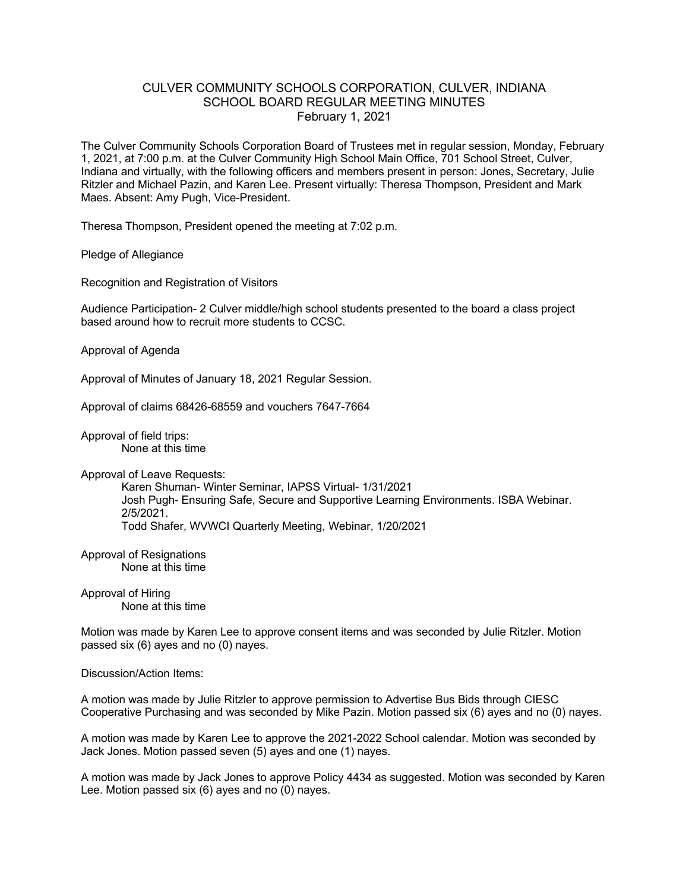# CULVER COMMUNITY SCHOOLS CORPORATION, CULVER, INDIANA
## SCHOOL BOARD REGULAR MEETING MINUTES
### February 1, 2021

The Culver Community Schools Corporation Board of Trustees met in regular session, Monday, February 1, 2021, at 7:00 p.m. at the Culver Community High School Main Office, 701 School Street, Culver, Indiana and virtually, with the following officers and members present in person: Jones, Secretary, Julie Ritzler and Michael Pazin, and Karen Lee. Present virtually: Theresa Thompson, President and Mark Maes. Absent: Amy Pugh, Vice-President.

Theresa Thompson, President opened the meeting at 7:02 p.m.

Pledge of Allegiance

Recognition and Registration of Visitors

Audience Participation- 2 Culver middle/high school students presented to the board a class project based around how to recruit more students to CCSC.

Approval of Agenda

Approval of Minutes of January 18, 2021 Regular Session.

Approval of claims 68426-68559 and vouchers 7647-7664

Approval of field trips:
- None at this time

Approval of Leave Requests:
- Karen Shuman- Winter Seminar, IAPSS Virtual- 1/31/2021
- Josh Pugh- Ensuring Safe, Secure and Supportive Learning Environments. ISBA Webinar. 2/5/2021.
- Todd Shafer, WVWCI Quarterly Meeting, Webinar, 1/20/2021

Approval of Resignations
- None at this time

Approval of Hiring
- None at this time

Motion was made by Karen Lee to approve consent items and was seconded by Julie Ritzler. Motion passed six (6) ayes and no (0) nayes.

Discussion/Action Items:

A motion was made by Julie Ritzler to approve permission to Advertise Bus Bids through CIESC Cooperative Purchasing and was seconded by Mike Pazin. Motion passed six (6) ayes and no (0) nayes.

A motion was made by Karen Lee to approve the 2021-2022 School calendar. Motion was seconded by Jack Jones. Motion passed seven (5) ayes and one (1) nayes.

A motion was made by Jack Jones to approve Policy 4434 as suggested. Motion was seconded by Karen Lee. Motion passed six (6) ayes and no (0) nayes.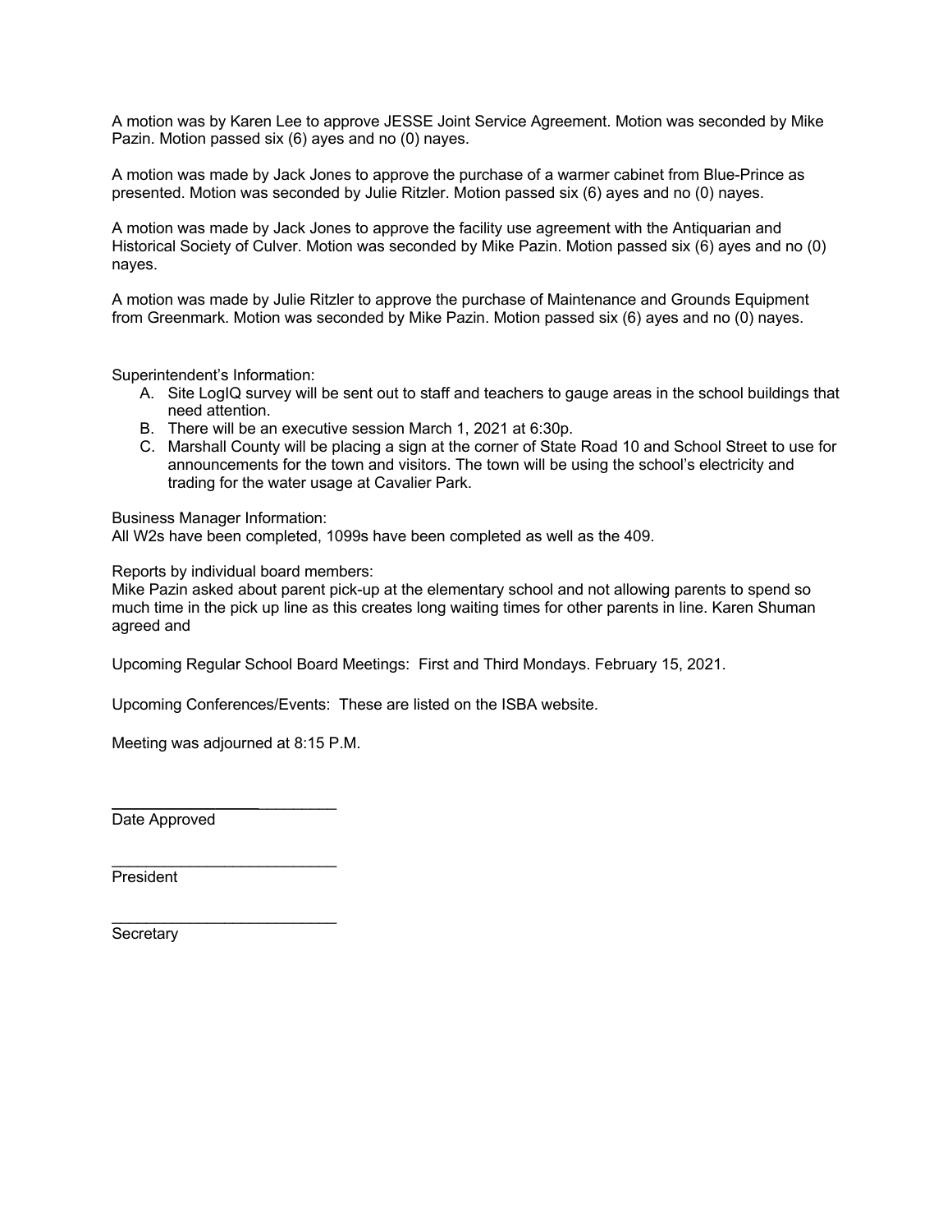A motion was by Karen Lee to approve JESSE Joint Service Agreement. Motion was seconded by Mike Pazin. Motion passed six (6) ayes and no (0) nayes.

A motion was made by Jack Jones to approve the purchase of a warmer cabinet from Blue-Prince as presented. Motion was seconded by Julie Ritzler. Motion passed six (6) ayes and no (0) nayes.

A motion was made by Jack Jones to approve the facility use agreement with the Antiquarian and Historical Society of Culver. Motion was seconded by Mike Pazin. Motion passed six (6) ayes and no (0) nayes.

A motion was made by Julie Ritzler to approve the purchase of Maintenance and Grounds Equipment from Greenmark. Motion was seconded by Mike Pazin. Motion passed six (6) ayes and no (0) nayes.

Superintendent's Information:

A. Site LogIQ survey will be sent out to staff and teachers to gauge areas in the school buildings that need attention.
B. There will be an executive session March 1, 2021 at 6:30p.
C. Marshall County will be placing a sign at the corner of State Road 10 and School Street to use for announcements for the town and visitors. The town will be using the school's electricity and trading for the water usage at Cavalier Park.

Business Manager Information:
All W2s have been completed, 1099s have been completed as well as the 409.

Reports by individual board members:
Mike Pazin asked about parent pick-up at the elementary school and not allowing parents to spend so much time in the pick up line as this creates long waiting times for other parents in line. Karen Shuman agreed and

Upcoming Regular School Board Meetings: First and Third Mondays. February 15, 2021.

Upcoming Conferences/Events: These are listed on the ISBA website.

Meeting was adjourned at 8:15 P.M.

__________________________
Date Approved

__________________________
President

__________________________
Secretary